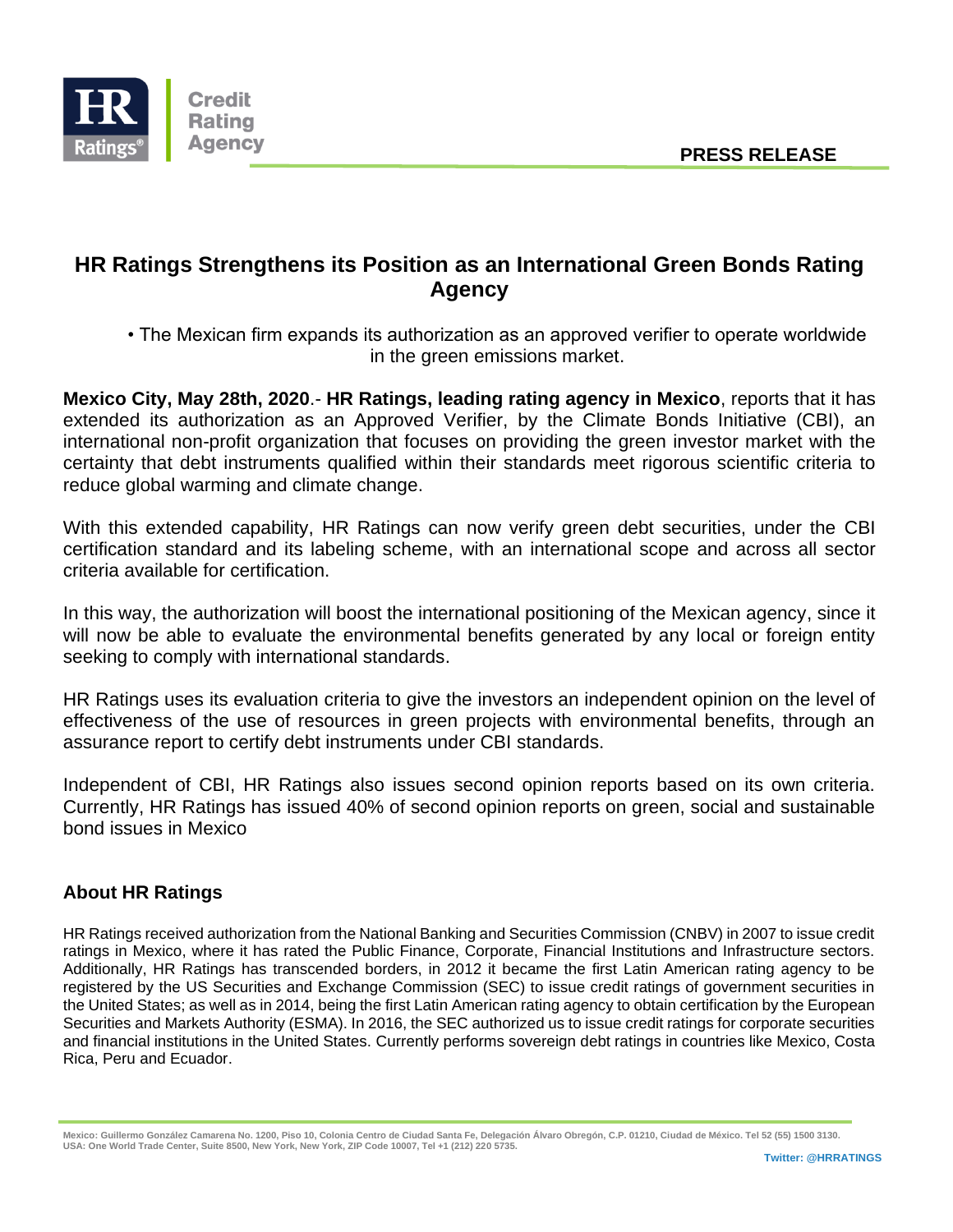PRESS RELEASE

# HR Ratings Strengthens its Position as an International Green Bonds Rating Agency

• The Mexican firm expands its authorization as an approved verifier to operate worldwide in the green emissions market.

**Mexico City, May 28th, 2020**.- **HR Ratings, leading rating agency in Mexico**, reports that it has extended its authorization as an Approved Verifier, by the Climate Bonds Initiative (CBI), an international non-profit organization that focuses on providing the green investor market with the certainty that debt instruments qualified within their standards meet rigorous scientific criteria to reduce global warming and climate change.

With this extended capability, HR Ratings can now verify green debt securities, under the CBI certification standard and its labeling scheme, with an international scope and across all sector criteria available for certification.

In this way, the authorization will boost the international positioning of the Mexican agency, since it will now be able to evaluate the environmental benefits generated by any local or foreign entity seeking to comply with international standards.

HR Ratings uses its evaluation criteria to give the investors an independent opinion on the level of effectiveness of the use of resources in green projects with environmental benefits, through an assurance report to certify debt instruments under CBI standards.

Independent of CBI, HR Ratings also issues second opinion reports based on its own criteria. Currently, HR Ratings has issued 40% of second opinion reports on green, social and sustainable bond issues in Mexico

## About HR Ratings

HR Ratings received authorization from the National Banking and Securities Commission (CNBV) in 2007 to issue credit ratings in Mexico, where it has rated the Public Finance, Corporate, Financial Institutions and Infrastructure sectors. Additionally, HR Ratings has transcended borders, in 2012 it became the first Latin American rating agency to be registered by the US Securities and Exchange Commission (SEC) to issue credit ratings of government securities in the United States; as well as in 2014, being the first Latin American rating agency to obtain certification by the European Securities and Markets Authority (ESMA). In 2016, the SEC authorized us to issue credit ratings for corporate securities and financial institutions in the United States. Currently performs sovereign debt ratings in countries like Mexico, Costa Rica, Peru and Ecuador.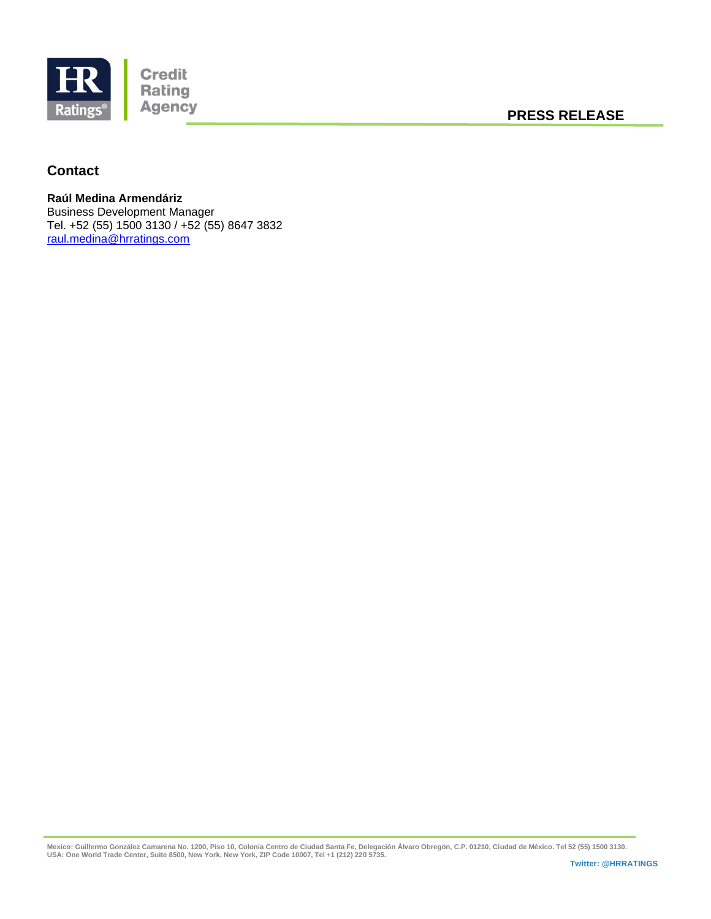## Contact

**Raúl Medina Armendáriz**
Business Development Manager
Tel. +52 (55) 1500 3130 / +52 (55) 8647 3832
raul.medina@hrratings.com